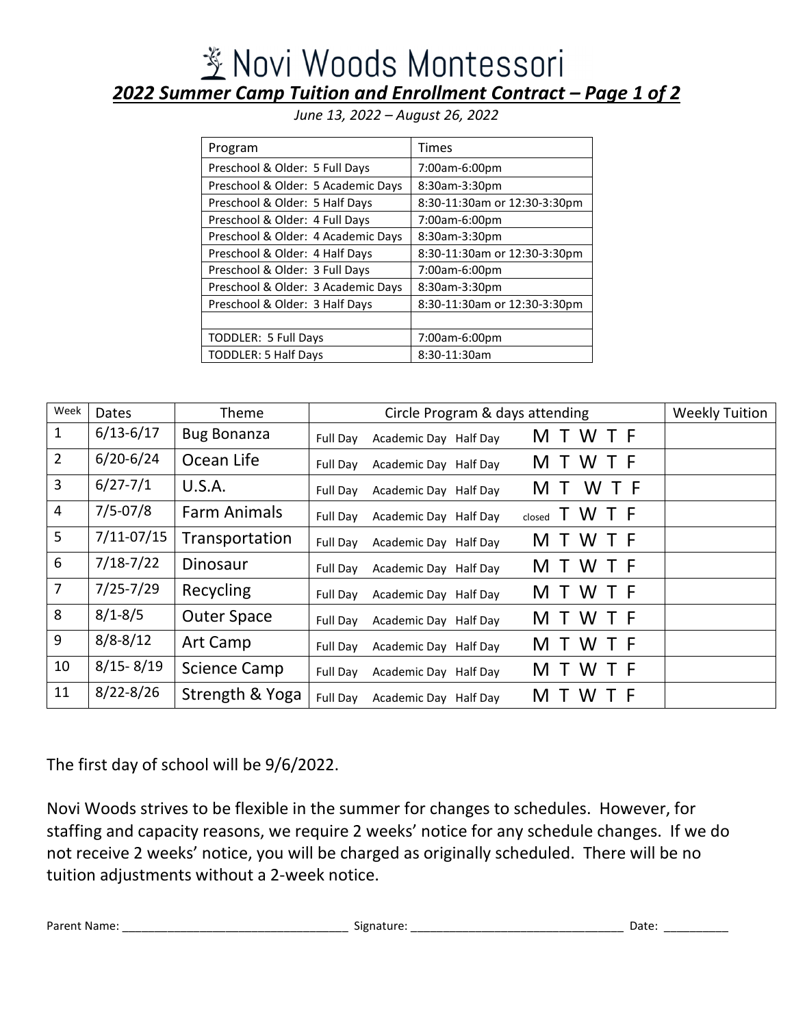# Novi Woods Montessori

## *2022 Summer Camp Tuition and Enrollment Contract – Page 1 of 2*

*June 13, 2022 – August 26, 2022*

| Program | Times |
|---|---|
| Preschool & Older: 5 Full Days | 7:00am-6:00pm |
| Preschool & Older: 5 Academic Days | 8:30am-3:30pm |
| Preschool & Older: 5 Half Days | 8:30-11:30am or 12:30-3:30pm |
| Preschool & Older: 4 Full Days | 7:00am-6:00pm |
| Preschool & Older: 4 Academic Days | 8:30am-3:30pm |
| Preschool & Older: 4 Half Days | 8:30-11:30am or 12:30-3:30pm |
| Preschool & Older: 3 Full Days | 7:00am-6:00pm |
| Preschool & Older: 3 Academic Days | 8:30am-3:30pm |
| Preschool & Older: 3 Half Days | 8:30-11:30am or 12:30-3:30pm |
| | |
| TODDLER: 5 Full Days | 7:00am-6:00pm |
| TODDLER: 5 Half Days | 8:30-11:30am |

| Week | Dates | Theme | Circle Program & days attending | | Weekly Tuition |
|---|---|---|---|---|---|
| 1 | 6/13-6/17 | Bug Bonanza | Full Day Academic Day Half Day | M T W T F | |
| 2 | 6/20-6/24 | Ocean Life | Full Day Academic Day Half Day | M T W T F | |
| 3 | 6/27-7/1 | U.S.A. | Full Day Academic Day Half Day | M T W T F | |
| 4 | 7/5-07/8 | Farm Animals | Full Day Academic Day Half Day | closed T W T F | |
| 5 | 7/11-07/15 | Transportation | Full Day Academic Day Half Day | M T W T F | |
| 6 | 7/18-7/22 | Dinosaur | Full Day Academic Day Half Day | M T W T F | |
| 7 | 7/25-7/29 | Recycling | Full Day Academic Day Half Day | M T W T F | |
| 8 | 8/1-8/5 | Outer Space | Full Day Academic Day Half Day | M T W T F | |
| 9 | 8/8-8/12 | Art Camp | Full Day Academic Day Half Day | M T W T F | |
| 10 | 8/15- 8/19 | Science Camp | Full Day Academic Day Half Day | M T W T F | |
| 11 | 8/22-8/26 | Strength & Yoga | Full Day Academic Day Half Day | M T W T F | |

The first day of school will be 9/6/2022.

Novi Woods strives to be flexible in the summer for changes to schedules. However, for staffing and capacity reasons, we require 2 weeks' notice for any schedule changes. If we do not receive 2 weeks' notice, you will be charged as originally scheduled. There will be no tuition adjustments without a 2-week notice.

Parent Name: ______________________________ Signature: ______________________________ Date: __________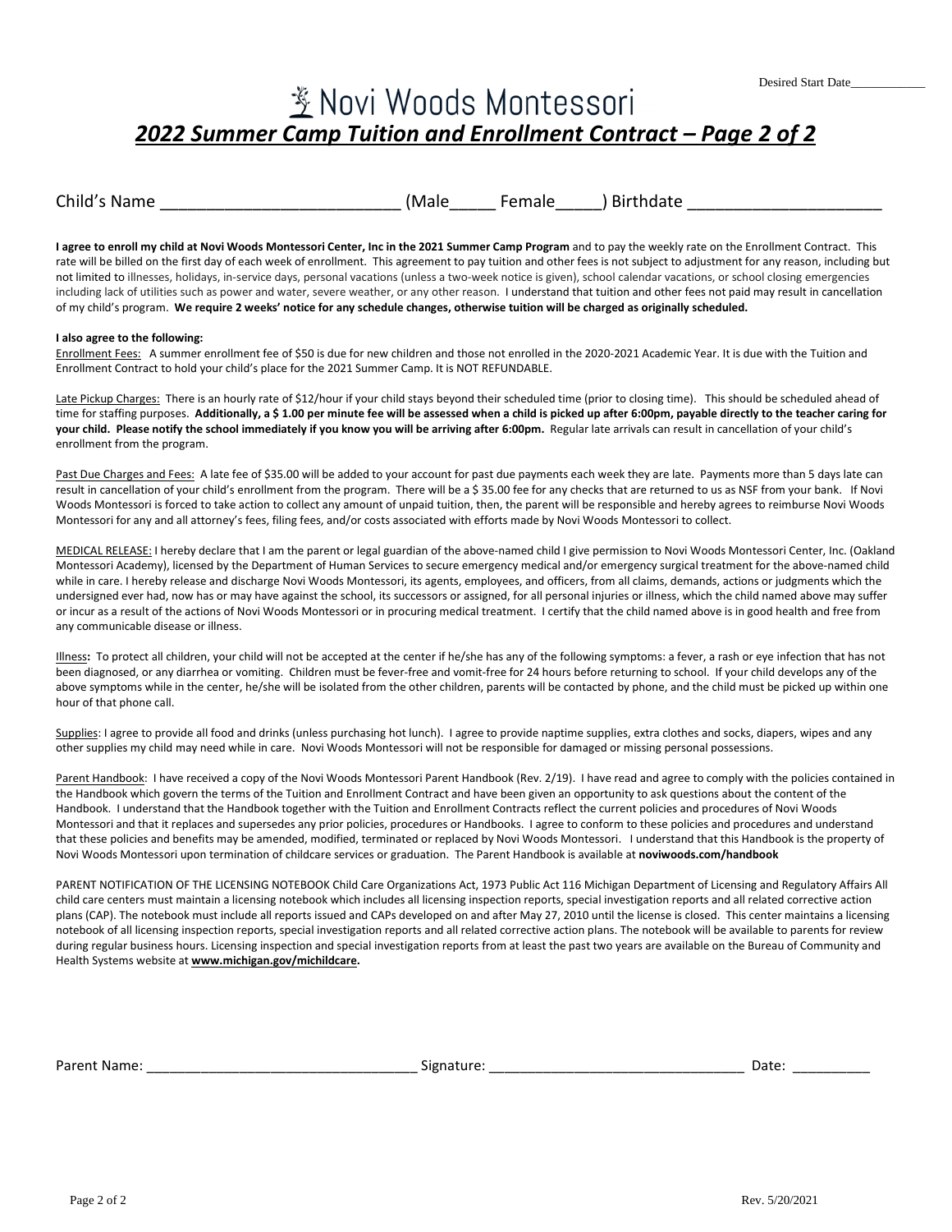Desired Start Date\_\_\_\_\_\_\_\_\_\_\_\_

# Novi Woods Montessori

## *2022 Summer Camp Tuition and Enrollment Contract – Page 2 of 2*

Child's Name \_\_\_\_\_\_\_\_\_\_\_\_\_\_\_\_\_\_\_\_\_\_\_\_\_\_\_\_ (Male\_\_\_\_\_ Female\_\_\_\_\_) Birthdate \_\_\_\_\_\_\_\_\_\_\_\_\_\_\_\_\_\_\_\_\_\_

**I agree to enroll my child at Novi Woods Montessori Center, Inc in the 2021 Summer Camp Program** and to pay the weekly rate on the Enrollment Contract. This rate will be billed on the first day of each week of enrollment. This agreement to pay tuition and other fees is not subject to adjustment for any reason, including but not limited to illnesses, holidays, in-service days, personal vacations (unless a two-week notice is given), school calendar vacations, or school closing emergencies including lack of utilities such as power and water, severe weather, or any other reason. I understand that tuition and other fees not paid may result in cancellation of my child's program. **We require 2 weeks' notice for any schedule changes, otherwise tuition will be charged as originally scheduled.**

**I also agree to the following:**

Enrollment Fees: A summer enrollment fee of $50 is due for new children and those not enrolled in the 2020-2021 Academic Year. It is due with the Tuition and Enrollment Contract to hold your child's place for the 2021 Summer Camp. It is NOT REFUNDABLE.

Late Pickup Charges: There is an hourly rate of $12/hour if your child stays beyond their scheduled time (prior to closing time). This should be scheduled ahead of time for staffing purposes. **Additionally, a $ 1.00 per minute fee will be assessed when a child is picked up after 6:00pm, payable directly to the teacher caring for your child. Please notify the school immediately if you know you will be arriving after 6:00pm.** Regular late arrivals can result in cancellation of your child's enrollment from the program.

Past Due Charges and Fees: A late fee of $35.00 will be added to your account for past due payments each week they are late. Payments more than 5 days late can result in cancellation of your child's enrollment from the program. There will be a $ 35.00 fee for any checks that are returned to us as NSF from your bank. If Novi Woods Montessori is forced to take action to collect any amount of unpaid tuition, then, the parent will be responsible and hereby agrees to reimburse Novi Woods Montessori for any and all attorney's fees, filing fees, and/or costs associated with efforts made by Novi Woods Montessori to collect.

MEDICAL RELEASE: I hereby declare that I am the parent or legal guardian of the above-named child I give permission to Novi Woods Montessori Center, Inc. (Oakland Montessori Academy), licensed by the Department of Human Services to secure emergency medical and/or emergency surgical treatment for the above-named child while in care. I hereby release and discharge Novi Woods Montessori, its agents, employees, and officers, from all claims, demands, actions or judgments which the undersigned ever had, now has or may have against the school, its successors or assigned, for all personal injuries or illness, which the child named above may suffer or incur as a result of the actions of Novi Woods Montessori or in procuring medical treatment. I certify that the child named above is in good health and free from any communicable disease or illness.

Illness**:** To protect all children, your child will not be accepted at the center if he/she has any of the following symptoms: a fever, a rash or eye infection that has not been diagnosed, or any diarrhea or vomiting. Children must be fever-free and vomit-free for 24 hours before returning to school. If your child develops any of the above symptoms while in the center, he/she will be isolated from the other children, parents will be contacted by phone, and the child must be picked up within one hour of that phone call.

Supplies: I agree to provide all food and drinks (unless purchasing hot lunch). I agree to provide naptime supplies, extra clothes and socks, diapers, wipes and any other supplies my child may need while in care. Novi Woods Montessori will not be responsible for damaged or missing personal possessions.

Parent Handbook: I have received a copy of the Novi Woods Montessori Parent Handbook (Rev. 2/19). I have read and agree to comply with the policies contained in the Handbook which govern the terms of the Tuition and Enrollment Contract and have been given an opportunity to ask questions about the content of the Handbook. I understand that the Handbook together with the Tuition and Enrollment Contracts reflect the current policies and procedures of Novi Woods Montessori and that it replaces and supersedes any prior policies, procedures or Handbooks. I agree to conform to these policies and procedures and understand that these policies and benefits may be amended, modified, terminated or replaced by Novi Woods Montessori. I understand that this Handbook is the property of Novi Woods Montessori upon termination of childcare services or graduation. The Parent Handbook is available at **noviwoods.com/handbook**

PARENT NOTIFICATION OF THE LICENSING NOTEBOOK Child Care Organizations Act, 1973 Public Act 116 Michigan Department of Licensing and Regulatory Affairs All child care centers must maintain a licensing notebook which includes all licensing inspection reports, special investigation reports and all related corrective action plans (CAP). The notebook must include all reports issued and CAPs developed on and after May 27, 2010 until the license is closed. This center maintains a licensing notebook of all licensing inspection reports, special investigation reports and all related corrective action plans. The notebook will be available to parents for review during regular business hours. Licensing inspection and special investigation reports from at least the past two years are available on the Bureau of Community and Health Systems website at **www.michigan.gov/michildcare.**

Parent Name: \_\_\_\_\_\_\_\_\_\_\_\_\_\_\_\_\_\_\_\_\_\_\_\_\_\_\_\_\_\_\_\_\_\_\_ Signature: \_\_\_\_\_\_\_\_\_\_\_\_\_\_\_\_\_\_\_\_\_\_\_\_\_\_\_\_\_\_\_\_\_\_ Date: \_\_\_\_\_\_\_\_\_\_

Rev. 5/20/2021